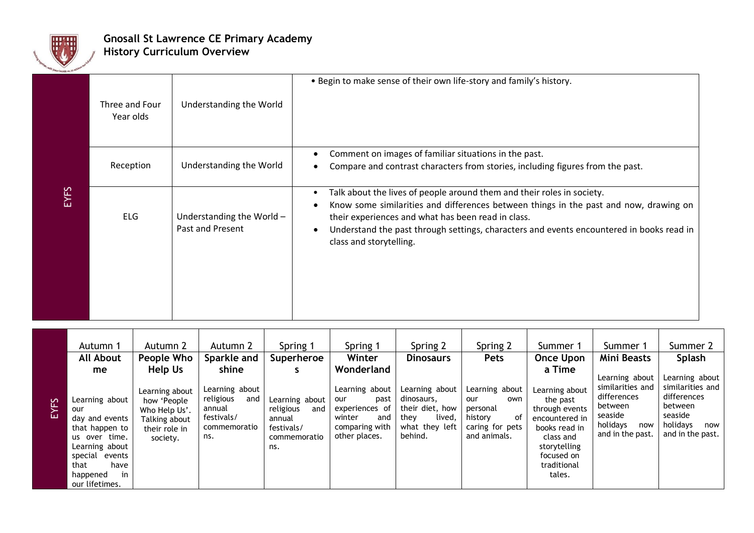# Gnosall St Lawrence CE Primary Academy
## History Curriculum Overview

| | | | |
|---|---|---|---|
| EYFS | Three and Four Year olds | Understanding the World | • Begin to make sense of their own life-story and family's history. |
| | Reception | Understanding the World | • Comment on images of familiar situations in the past.<br>• Compare and contrast characters from stories, including figures from the past. |
| | ELG | Understanding the World – Past and Present | • Talk about the lives of people around them and their roles in society.<br>• Know some similarities and differences between things in the past and now, drawing on their experiences and what has been read in class.<br>• Understand the past through settings, characters and events encountered in books read in class and storytelling. |

| | Autumn 1 | Autumn 2 | Autumn 2 | Spring 1 | Spring 1 | Spring 2 | Spring 2 | Summer 1 | Summer 1 | Summer 2 |
|---|---|---|---|---|---|---|---|---|---|---|
| EYFS | **All About me**<br>Learning about our day and events that happen to us over time. Learning about special events that have happened in our lifetimes. | **People Who Help Us**<br>Learning about how 'People Who Help Us'. Talking about their role in society. | **Sparkle and shine**<br>Learning about religious and annual festivals/ commemorations. | **Superheroes**<br>Learning about religious and annual festivals/ commemorations. | **Winter Wonderland**<br>Learning about our past experiences of winter and comparing with other places. | **Dinosaurs**<br>Learning about dinosaurs, their diet, how they lived, what they left behind. | **Pets**<br>Learning about our own personal history of caring for pets and animals. | **Once Upon a Time**<br>Learning about the past through events encountered in books read in class and storytelling focused on traditional tales. | **Mini Beasts**<br>Learning about similarities and differences between seaside holidays now and in the past. | **Splash**<br>Learning about similarities and differences between seaside holidays now and in the past. |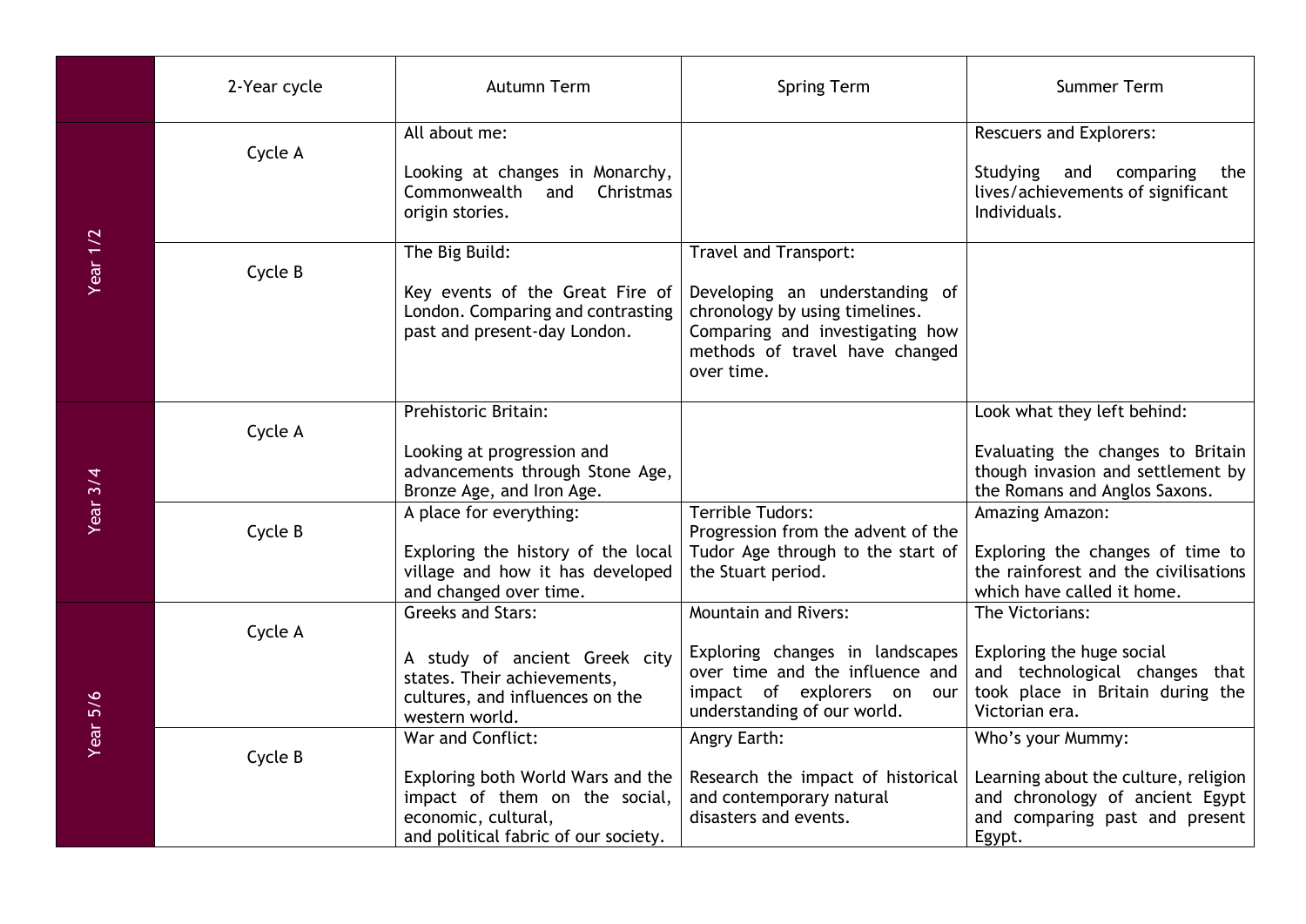| | 2-Year cycle | Autumn Term | Spring Term | Summer Term |
|---|---|---|---|---|
| Year 1/2 | Cycle A | All about me:<br><br>Looking at changes in Monarchy, Commonwealth and Christmas origin stories. | | Rescuers and Explorers:<br><br>Studying and comparing the lives/achievements of significant Individuals. |
| | Cycle B | The Big Build:<br><br>Key events of the Great Fire of London. Comparing and contrasting past and present-day London. | Travel and Transport:<br><br>Developing an understanding of chronology by using timelines. Comparing and investigating how methods of travel have changed over time. | |
| Year 3/4 | Cycle A | Prehistoric Britain:<br><br>Looking at progression and advancements through Stone Age, Bronze Age, and Iron Age. | | Look what they left behind:<br><br>Evaluating the changes to Britain though invasion and settlement by the Romans and Anglos Saxons. |
| | Cycle B | A place for everything:<br><br>Exploring the history of the local village and how it has developed and changed over time. | Terrible Tudors:<br>Progression from the advent of the Tudor Age through to the start of the Stuart period. | Amazing Amazon:<br><br>Exploring the changes of time to the rainforest and the civilisations which have called it home. |
| Year 5/6 | Cycle A | Greeks and Stars:<br><br>A study of ancient Greek city states. Their achievements, cultures, and influences on the western world. | Mountain and Rivers:<br><br>Exploring changes in landscapes over time and the influence and impact of explorers on our understanding of our world. | The Victorians:<br><br>Exploring the huge social and technological changes that took place in Britain during the Victorian era. |
| | Cycle B | War and Conflict:<br><br>Exploring both World Wars and the impact of them on the social, economic, cultural, and political fabric of our society. | Angry Earth:<br><br>Research the impact of historical and contemporary natural disasters and events. | Who's your Mummy:<br><br>Learning about the culture, religion and chronology of ancient Egypt and comparing past and present Egypt. |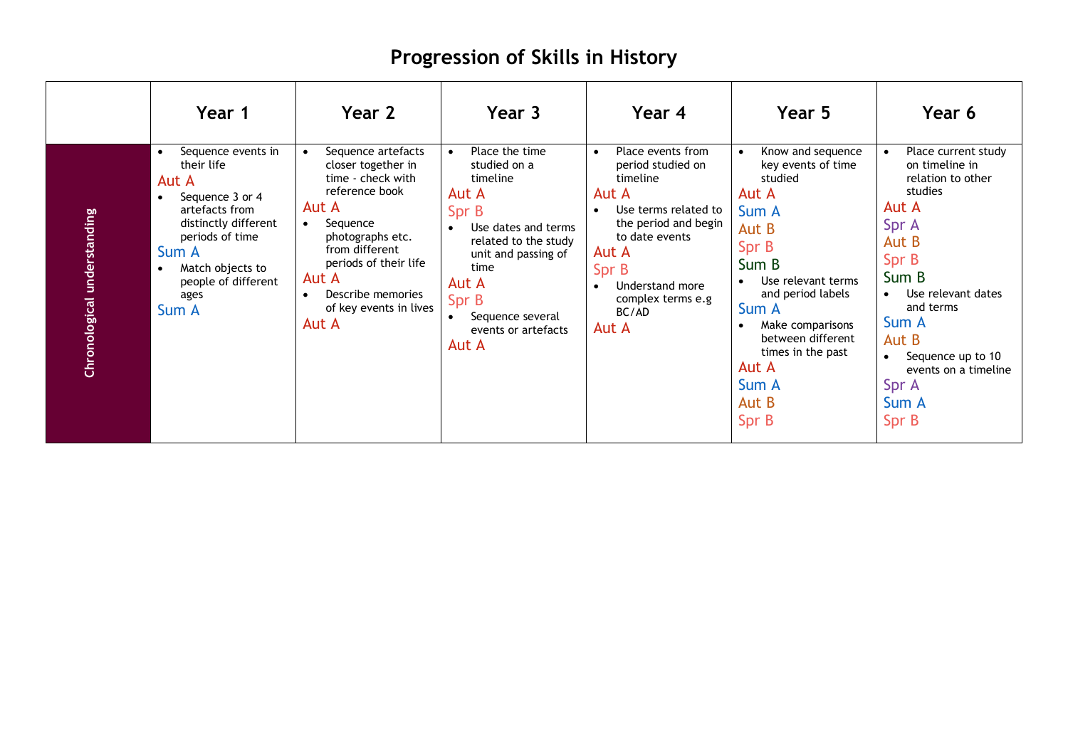# Progression of Skills in History

| | Year 1 | Year 2 | Year 3 | Year 4 | Year 5 | Year 6 |
|---|---|---|---|---|---|---|
| Chronological understanding | • Sequence events in their life<br>Aut A<br>• Sequence 3 or 4 artefacts from distinctly different periods of time<br>Sum A<br>• Match objects to people of different ages<br>Sum A | • Sequence artefacts closer together in time - check with reference book<br>Aut A<br>• Sequence photographs etc. from different periods of their life<br>Aut A<br>• Describe memories of key events in lives<br>Aut A | • Place the time studied on a timeline<br>Aut A<br>Spr B<br>• Use dates and terms related to the study unit and passing of time<br>Aut A<br>Spr B<br>• Sequence several events or artefacts<br>Aut A | • Place events from period studied on timeline<br>Aut A<br>• Use terms related to the period and begin to date events<br>Aut A<br>Spr B<br>• Understand more complex terms e.g BC/AD<br>Aut A | • Know and sequence key events of time studied<br>Aut A<br>Sum A<br>Aut B<br>Spr B<br>Sum B<br>• Use relevant terms and period labels<br>Sum A<br>• Make comparisons between different times in the past<br>Aut A<br>Sum A<br>Aut B<br>Spr B | • Place current study on timeline in relation to other studies<br>Aut A<br>Spr A<br>Aut B<br>Spr B<br>Sum B<br>• Use relevant dates and terms<br>Sum A<br>Aut B<br>• Sequence up to 10 events on a timeline<br>Spr A<br>Sum A<br>Spr B |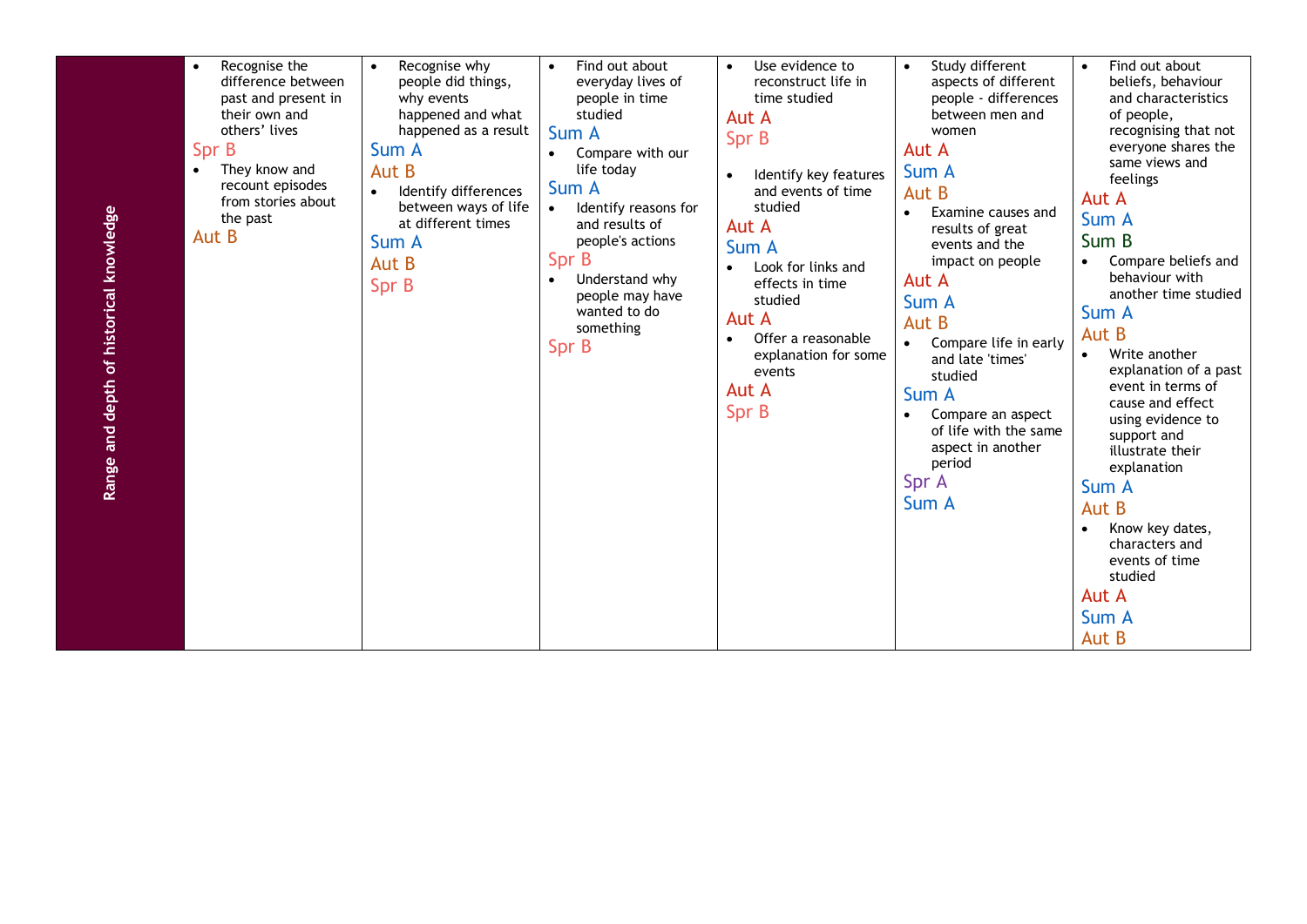| Range and depth of historical knowledge | <ul><li>Recognise the difference between past and present in their own and others' lives</li></ul>Spr B<ul><li>They know and recount episodes from stories about the past</li></ul>Aut B | <ul><li>Recognise why people did things, why events happened and what happened as a result</li></ul>Sum A<br>Aut B<ul><li>Identify differences between ways of life at different times</li></ul>Sum A<br>Aut B<br>Spr B | <ul><li>Find out about everyday lives of people in time studied</li></ul>Sum A<ul><li>Compare with our life today</li></ul>Sum A<ul><li>Identify reasons for and results of people's actions</li></ul>Spr B<ul><li>Understand why people may have wanted to do something</li></ul>Spr B | <ul><li>Use evidence to reconstruct life in time studied</li></ul>Aut A<br>Spr B<ul><li>Identify key features and events of time studied</li></ul>Aut A<br>Sum A<ul><li>Look for links and effects in time studied</li></ul>Aut A<ul><li>Offer a reasonable explanation for some events</li></ul>Aut A<br>Spr B | <ul><li>Study different aspects of different people - differences between men and women</li></ul>Aut A<br>Sum A<br>Aut B<ul><li>Examine causes and results of great events and the impact on people</li></ul>Aut A<br>Sum A<br>Aut B<ul><li>Compare life in early and late 'times' studied</li></ul>Sum A<ul><li>Compare an aspect of life with the same aspect in another period</li></ul>Spr A<br>Sum A | <ul><li>Find out about beliefs, behaviour and characteristics of people, recognising that not everyone shares the same views and feelings</li></ul>Aut A<br>Sum A<br>Sum B<ul><li>Compare beliefs and behaviour with another time studied</li></ul>Sum A<br>Aut B<ul><li>Write another explanation of a past event in terms of cause and effect using evidence to support and illustrate their explanation</li></ul>Sum A<br>Aut B<ul><li>Know key dates, characters and events of time studied</li></ul>Aut A<br>Sum A<br>Aut B |
|---|---|---|---|---|---|---|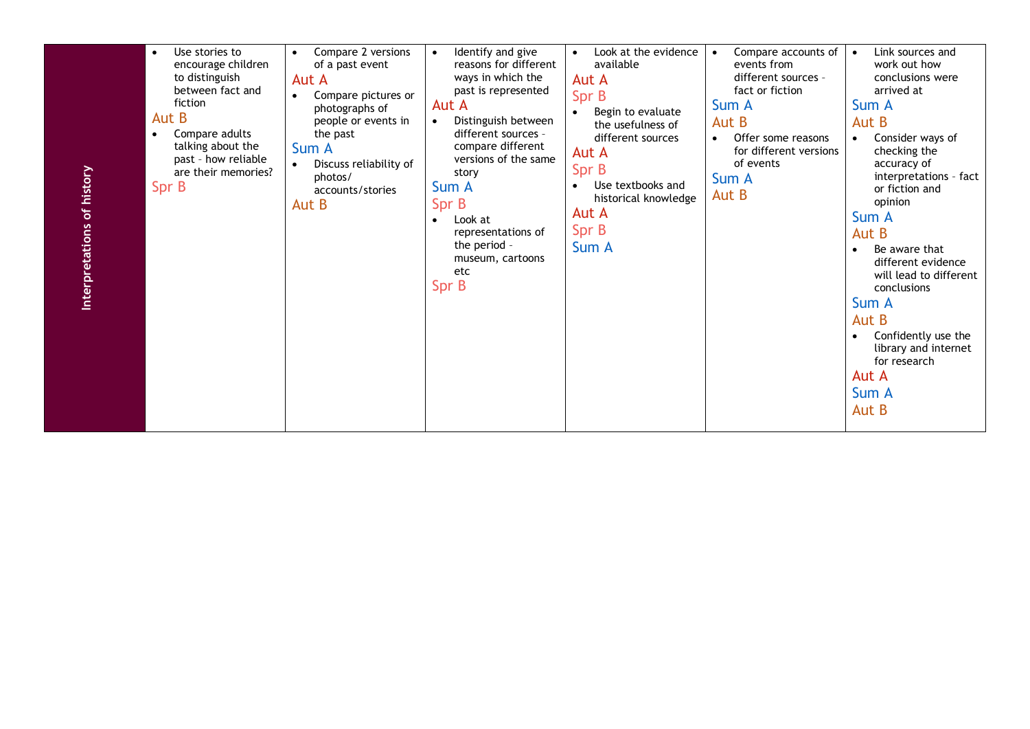| Interpretations of history | <ul><li>Use stories to encourage children to distinguish between fact and fiction</li></ul>Aut B<ul><li>Compare adults talking about the past – how reliable are their memories?</li></ul>Spr B | <ul><li>Compare 2 versions of a past event</li></ul>Aut A<ul><li>Compare pictures or photographs of people or events in the past</li></ul>Sum A<ul><li>Discuss reliability of photos/ accounts/stories</li></ul>Aut B | <ul><li>Identify and give reasons for different ways in which the past is represented</li></ul>Aut A<ul><li>Distinguish between different sources – compare different versions of the same story</li></ul>Sum A<br>Spr B<ul><li>Look at representations of the period – museum, cartoons etc</li></ul>Spr B | <ul><li>Look at the evidence available</li></ul>Aut A<br>Spr B<ul><li>Begin to evaluate the usefulness of different sources</li></ul>Aut A<br>Spr B<ul><li>Use textbooks and historical knowledge</li></ul>Aut A<br>Spr B<br>Sum A | <ul><li>Compare accounts of events from different sources – fact or fiction</li></ul>Sum A<br>Aut B<ul><li>Offer some reasons for different versions of events</li></ul>Sum A<br>Aut B | <ul><li>Link sources and work out how conclusions were arrived at</li></ul>Sum A<br>Aut B<ul><li>Consider ways of checking the accuracy of interpretations – fact or fiction and opinion</li></ul>Sum A<br>Aut B<ul><li>Be aware that different evidence will lead to different conclusions</li></ul>Sum A<br>Aut B<ul><li>Confidently use the library and internet for research</li></ul>Aut A<br>Sum A<br>Aut B |
|---|---|---|---|---|---|---|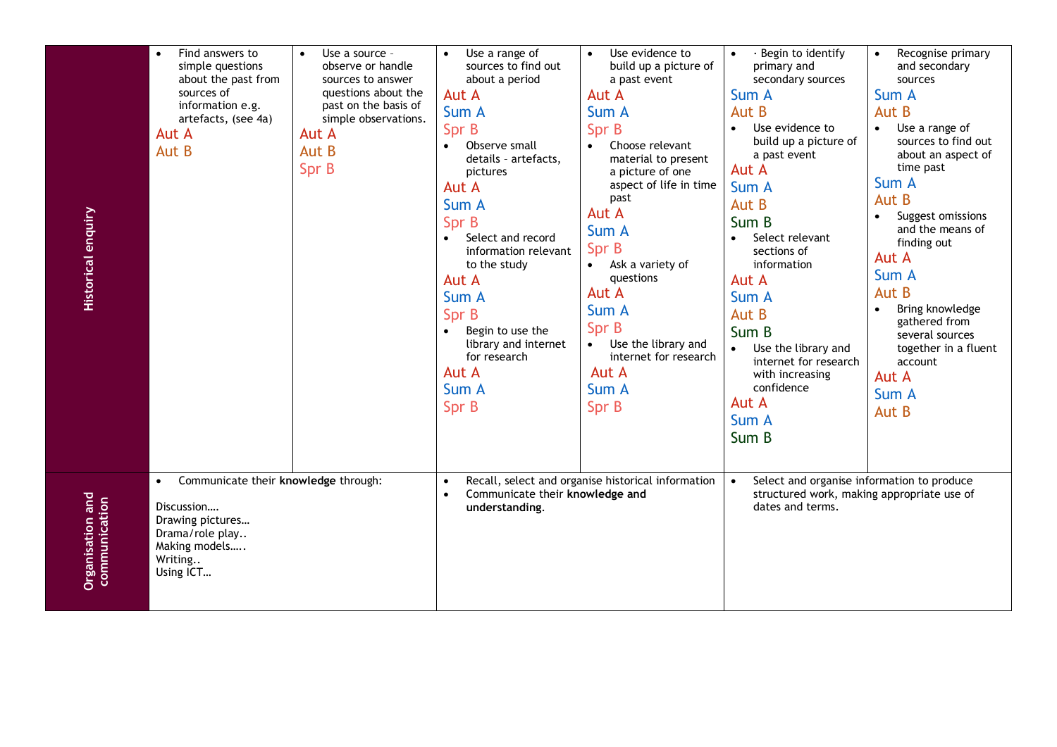| | | | | | | |
|---|---|---|---|---|---|---|
| **Historical enquiry** | • Find answers to simple questions about the past from sources of information e.g. artefacts, (see 4a)<br>Aut A<br>Aut B | • Use a source – observe or handle sources to answer questions about the past on the basis of simple observations.<br>Aut A<br>Aut B<br>Spr B | • Use a range of sources to find out about a period<br>Aut A<br>Sum A<br>Spr B<br>• Observe small details – artefacts, pictures<br>Aut A<br>Sum A<br>Spr B<br>• Select and record information relevant to the study<br>Aut A<br>Sum A<br>Spr B<br>• Begin to use the library and internet for research<br>Aut A<br>Sum A<br>Spr B | • Use evidence to build up a picture of a past event<br>Aut A<br>Sum A<br>Spr B<br>• Choose relevant material to present a picture of one aspect of life in time past<br>Aut A<br>Sum A<br>Spr B<br>• Ask a variety of questions<br>Aut A<br>Sum A<br>Spr B<br>• Use the library and internet for research<br>Aut A<br>Sum A<br>Spr B | • · Begin to identify primary and secondary sources<br>Sum A<br>Aut B<br>• Use evidence to build up a picture of a past event<br>Aut A<br>Sum A<br>Aut B<br>Sum B<br>• Select relevant sections of information<br>Aut A<br>Sum A<br>Aut B<br>Sum B<br>• Use the library and internet for research with increasing confidence<br>Aut A<br>Sum A<br>Sum B | • Recognise primary and secondary sources<br>Sum A<br>Aut B<br>• Use a range of sources to find out about an aspect of time past<br>Sum A<br>Aut B<br>• Suggest omissions and the means of finding out<br>Aut A<br>Sum A<br>Aut B<br>• Bring knowledge gathered from several sources together in a fluent account<br>Aut A<br>Sum A<br>Aut B |
| **Organisation and communication** | • Communicate their **knowledge** through:<br><br>Discussion….<br>Drawing pictures…<br>Drama/role play..<br>Making models…..<br>Writing..<br>Using ICT… | | • Recall, select and organise historical information<br>• Communicate their **knowledge and understanding**. | | • Select and organise information to produce structured work, making appropriate use of dates and terms. | |